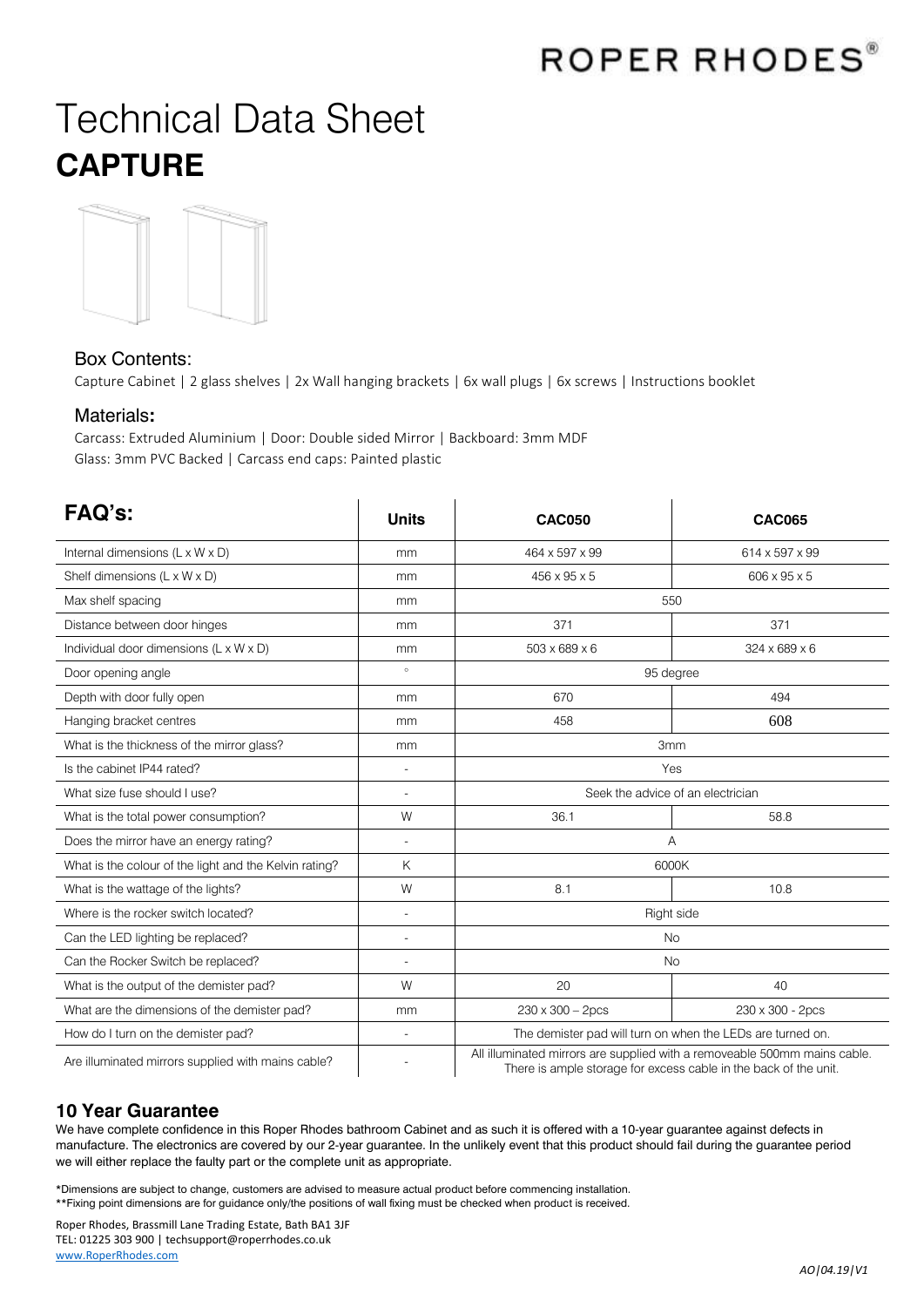ROPER RHODES®

# Technical Data Sheet

# CAPTURE

### Box Contents:

Capture Cabinet | 2 glass shelves | 2x Wall hanging brackets | 6x wall plugs | 6x screws | Instructions booklet

### Materials:

Carcass: Extruded Aluminium | Door: Double sided Mirror | Backboard: 3mm MDF
Glass: 3mm PVC Backed | Carcass end caps: Painted plastic

| FAQ's: | Units | CAC050 | CAC065 |
|---|---|---|---|
| Internal dimensions (L x W x D) | mm | 464 x 597 x 99 | 614 x 597 x 99 |
| Shelf dimensions (L x W x D) | mm | 456 x 95 x 5 | 606 x 95 x 5 |
| Max shelf spacing | mm | 550 | |
| Distance between door hinges | mm | 371 | 371 |
| Individual door dimensions (L x W x D) | mm | 503 x 689 x 6 | 324 x 689 x 6 |
| Door opening angle | ° | 95 degree | |
| Depth with door fully open | mm | 670 | 494 |
| Hanging bracket centres | mm | 458 | 608 |
| What is the thickness of the mirror glass? | mm | 3mm | |
| Is the cabinet IP44 rated? | - | Yes | |
| What size fuse should I use? | - | Seek the advice of an electrician | |
| What is the total power consumption? | W | 36.1 | 58.8 |
| Does the mirror have an energy rating? | - | A | |
| What is the colour of the light and the Kelvin rating? | K | 6000K | |
| What is the wattage of the lights? | W | 8.1 | 10.8 |
| Where is the rocker switch located? | - | Right side | |
| Can the LED lighting be replaced? | - | No | |
| Can the Rocker Switch be replaced? | - | No | |
| What is the output of the demister pad? | W | 20 | 40 |
| What are the dimensions of the demister pad? | mm | 230 x 300 – 2pcs | 230 x 300 - 2pcs |
| How do I turn on the demister pad? | - | The demister pad will turn on when the LEDs are turned on. | |
| Are illuminated mirrors supplied with mains cable? | - | All illuminated mirrors are supplied with a removeable 500mm mains cable. There is ample storage for excess cable in the back of the unit. | |

## 10 Year Guarantee

We have complete confidence in this Roper Rhodes bathroom Cabinet and as such it is offered with a 10-year guarantee against defects in manufacture. The electronics are covered by our 2-year guarantee. In the unlikely event that this product should fail during the guarantee period we will either replace the faulty part or the complete unit as appropriate.

*Dimensions are subject to change, customers are advised to measure actual product before commencing installation.
**Fixing point dimensions are for guidance only/the positions of wall fixing must be checked when product is received.

Roper Rhodes, Brassmill Lane Trading Estate, Bath BA1 3JF
TEL: 01225 303 900 | techsupport@roperrhodes.co.uk
www.RoperRhodes.com

*AO|04.19|V1*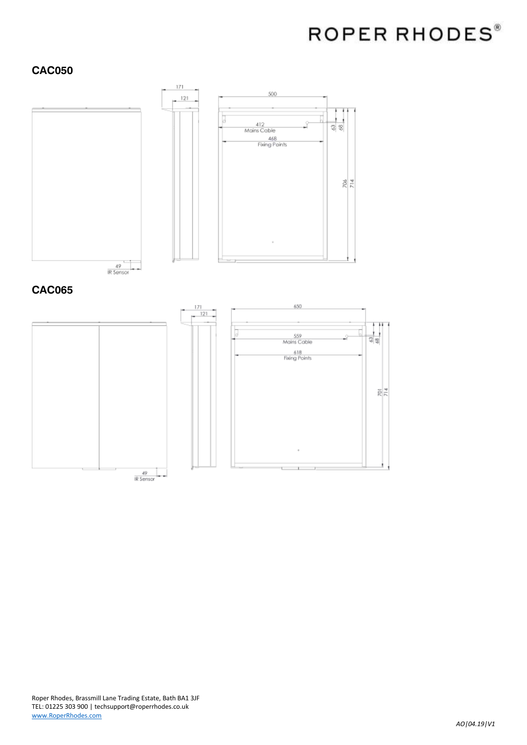ROPER RHODES®

## CAC050

171

121

500

412
Mains Cable

468
Fixing Points

63

68

706

714

49
IR Sensor

## CAC065

171

121

650

559
Mains Cable

618
Fixing Points

63

68

701

714

49
IR Sensor

Roper Rhodes, Brassmill Lane Trading Estate, Bath BA1 3JF
TEL: 01225 303 900 | techsupport@roperrhodes.co.uk
www.RoperRhodes.com

*AO|04.19|V1*